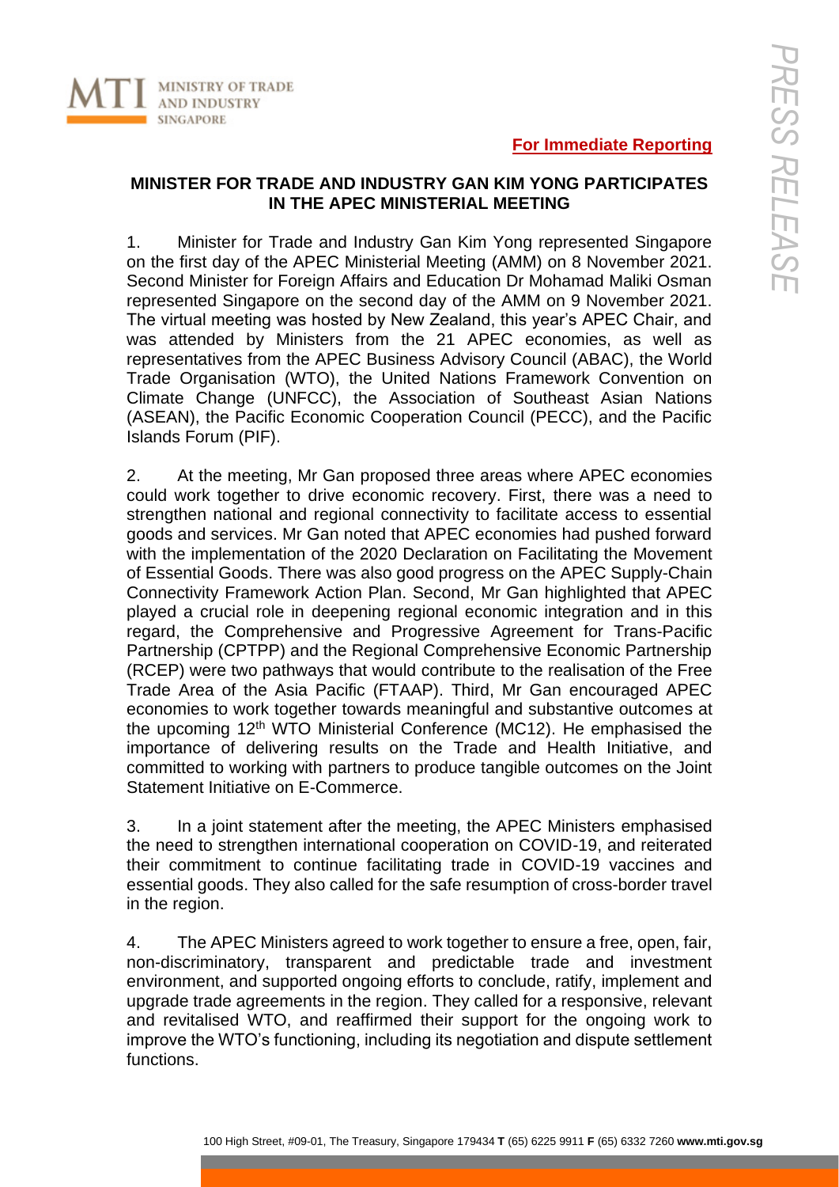**For Immediate Reporting**

## MINISTER FOR TRADE AND INDUSTRY GAN KIM YONG PARTICIPATES IN THE APEC MINISTERIAL MEETING

1. Minister for Trade and Industry Gan Kim Yong represented Singapore on the first day of the APEC Ministerial Meeting (AMM) on 8 November 2021. Second Minister for Foreign Affairs and Education Dr Mohamad Maliki Osman represented Singapore on the second day of the AMM on 9 November 2021. The virtual meeting was hosted by New Zealand, this year's APEC Chair, and was attended by Ministers from the 21 APEC economies, as well as representatives from the APEC Business Advisory Council (ABAC), the World Trade Organisation (WTO), the United Nations Framework Convention on Climate Change (UNFCC), the Association of Southeast Asian Nations (ASEAN), the Pacific Economic Cooperation Council (PECC), and the Pacific Islands Forum (PIF).

2. At the meeting, Mr Gan proposed three areas where APEC economies could work together to drive economic recovery. First, there was a need to strengthen national and regional connectivity to facilitate access to essential goods and services. Mr Gan noted that APEC economies had pushed forward with the implementation of the 2020 Declaration on Facilitating the Movement of Essential Goods. There was also good progress on the APEC Supply-Chain Connectivity Framework Action Plan. Second, Mr Gan highlighted that APEC played a crucial role in deepening regional economic integration and in this regard, the Comprehensive and Progressive Agreement for Trans-Pacific Partnership (CPTPP) and the Regional Comprehensive Economic Partnership (RCEP) were two pathways that would contribute to the realisation of the Free Trade Area of the Asia Pacific (FTAAP). Third, Mr Gan encouraged APEC economies to work together towards meaningful and substantive outcomes at the upcoming 12th WTO Ministerial Conference (MC12). He emphasised the importance of delivering results on the Trade and Health Initiative, and committed to working with partners to produce tangible outcomes on the Joint Statement Initiative on E-Commerce.

3. In a joint statement after the meeting, the APEC Ministers emphasised the need to strengthen international cooperation on COVID-19, and reiterated their commitment to continue facilitating trade in COVID-19 vaccines and essential goods. They also called for the safe resumption of cross-border travel in the region.

4. The APEC Ministers agreed to work together to ensure a free, open, fair, non-discriminatory, transparent and predictable trade and investment environment, and supported ongoing efforts to conclude, ratify, implement and upgrade trade agreements in the region. They called for a responsive, relevant and revitalised WTO, and reaffirmed their support for the ongoing work to improve the WTO's functioning, including its negotiation and dispute settlement functions.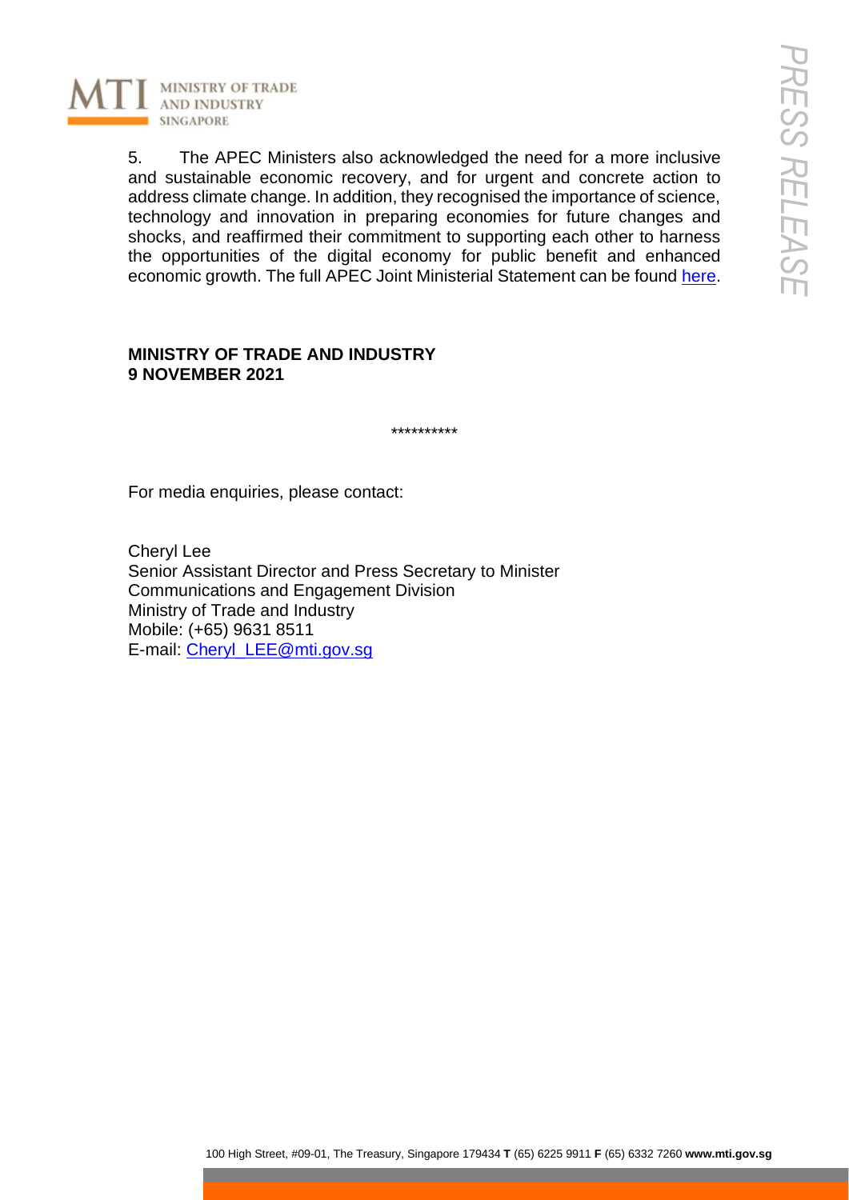5. The APEC Ministers also acknowledged the need for a more inclusive and sustainable economic recovery, and for urgent and concrete action to address climate change. In addition, they recognised the importance of science, technology and innovation in preparing economies for future changes and shocks, and reaffirmed their commitment to supporting each other to harness the opportunities of the digital economy for public benefit and enhanced economic growth. The full APEC Joint Ministerial Statement can be found here.

**MINISTRY OF TRADE AND INDUSTRY**
**9 NOVEMBER 2021**

**********

For media enquiries, please contact:

Cheryl Lee
Senior Assistant Director and Press Secretary to Minister
Communications and Engagement Division
Ministry of Trade and Industry
Mobile: (+65) 9631 8511
E-mail: Cheryl_LEE@mti.gov.sg